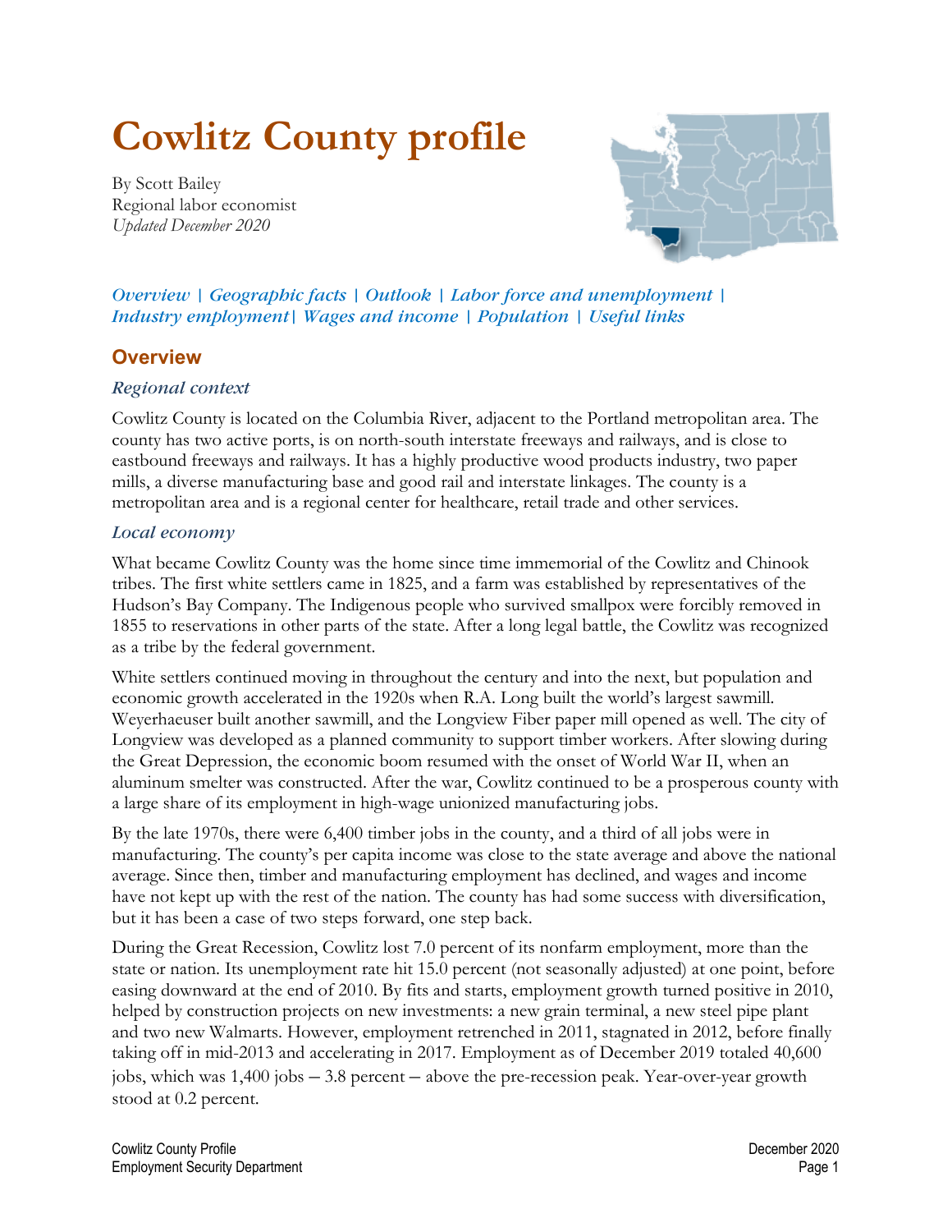# Cowlitz County profile

By Scott Bailey
Regional labor economist
*Updated December 2020*

*Overview | Geographic facts | Outlook | Labor force and unemployment | Industry employment| Wages and income | Population | Useful links*

## Overview

### *Regional context*

Cowlitz County is located on the Columbia River, adjacent to the Portland metropolitan area. The county has two active ports, is on north-south interstate freeways and railways, and is close to eastbound freeways and railways. It has a highly productive wood products industry, two paper mills, a diverse manufacturing base and good rail and interstate linkages. The county is a metropolitan area and is a regional center for healthcare, retail trade and other services.

### *Local economy*

What became Cowlitz County was the home since time immemorial of the Cowlitz and Chinook tribes. The first white settlers came in 1825, and a farm was established by representatives of the Hudson's Bay Company. The Indigenous people who survived smallpox were forcibly removed in 1855 to reservations in other parts of the state. After a long legal battle, the Cowlitz was recognized as a tribe by the federal government.

White settlers continued moving in throughout the century and into the next, but population and economic growth accelerated in the 1920s when R.A. Long built the world's largest sawmill. Weyerhaeuser built another sawmill, and the Longview Fiber paper mill opened as well. The city of Longview was developed as a planned community to support timber workers. After slowing during the Great Depression, the economic boom resumed with the onset of World War II, when an aluminum smelter was constructed. After the war, Cowlitz continued to be a prosperous county with a large share of its employment in high-wage unionized manufacturing jobs.

By the late 1970s, there were 6,400 timber jobs in the county, and a third of all jobs were in manufacturing. The county's per capita income was close to the state average and above the national average. Since then, timber and manufacturing employment has declined, and wages and income have not kept up with the rest of the nation. The county has had some success with diversification, but it has been a case of two steps forward, one step back.

During the Great Recession, Cowlitz lost 7.0 percent of its nonfarm employment, more than the state or nation. Its unemployment rate hit 15.0 percent (not seasonally adjusted) at one point, before easing downward at the end of 2010. By fits and starts, employment growth turned positive in 2010, helped by construction projects on new investments: a new grain terminal, a new steel pipe plant and two new Walmarts. However, employment retrenched in 2011, stagnated in 2012, before finally taking off in mid-2013 and accelerating in 2017. Employment as of December 2019 totaled 40,600 jobs, which was 1,400 jobs – 3.8 percent – above the pre-recession peak. Year-over-year growth stood at 0.2 percent.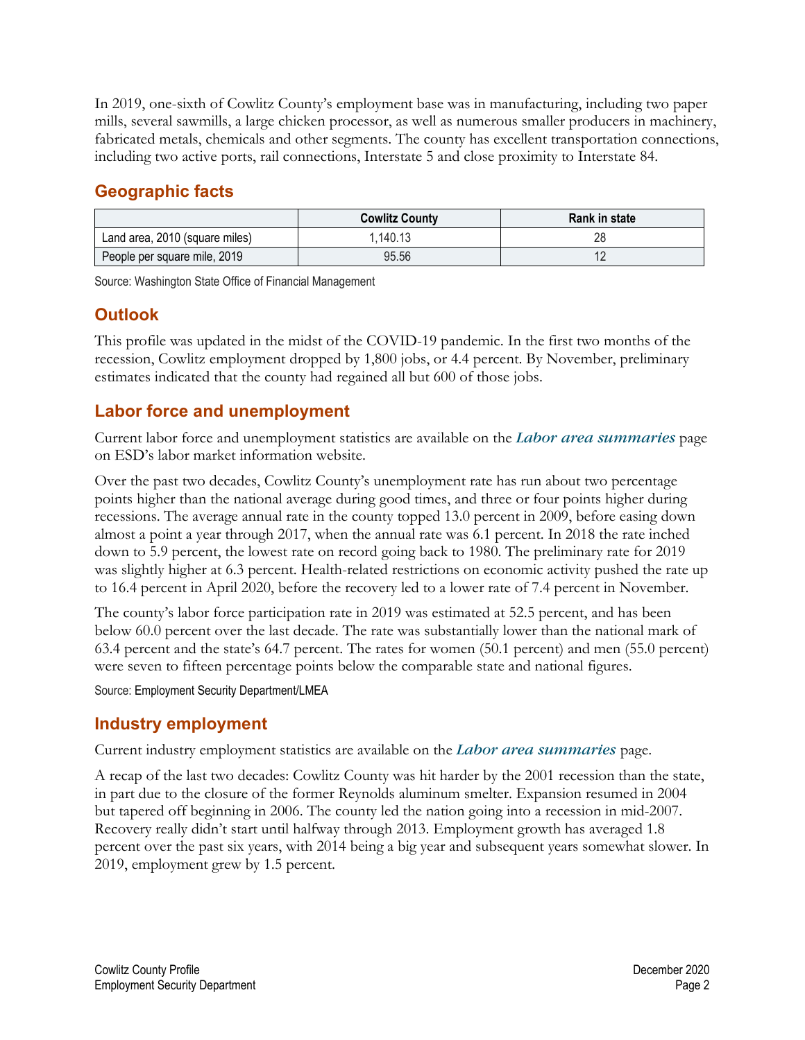In 2019, one-sixth of Cowlitz County's employment base was in manufacturing, including two paper mills, several sawmills, a large chicken processor, as well as numerous smaller producers in machinery, fabricated metals, chemicals and other segments. The county has excellent transportation connections, including two active ports, rail connections, Interstate 5 and close proximity to Interstate 84.

## Geographic facts

| | Cowlitz County | Rank in state |
|---|---|---|
| Land area, 2010 (square miles) | 1,140.13 | 28 |
| People per square mile, 2019 | 95.56 | 12 |

Source: Washington State Office of Financial Management

## Outlook

This profile was updated in the midst of the COVID-19 pandemic. In the first two months of the recession, Cowlitz employment dropped by 1,800 jobs, or 4.4 percent. By November, preliminary estimates indicated that the county had regained all but 600 of those jobs.

## Labor force and unemployment

Current labor force and unemployment statistics are available on the ***Labor area summaries*** page on ESD's labor market information website.

Over the past two decades, Cowlitz County's unemployment rate has run about two percentage points higher than the national average during good times, and three or four points higher during recessions. The average annual rate in the county topped 13.0 percent in 2009, before easing down almost a point a year through 2017, when the annual rate was 6.1 percent. In 2018 the rate inched down to 5.9 percent, the lowest rate on record going back to 1980. The preliminary rate for 2019 was slightly higher at 6.3 percent. Health-related restrictions on economic activity pushed the rate up to 16.4 percent in April 2020, before the recovery led to a lower rate of 7.4 percent in November.

The county's labor force participation rate in 2019 was estimated at 52.5 percent, and has been below 60.0 percent over the last decade. The rate was substantially lower than the national mark of 63.4 percent and the state's 64.7 percent. The rates for women (50.1 percent) and men (55.0 percent) were seven to fifteen percentage points below the comparable state and national figures.

Source: Employment Security Department/LMEA

## Industry employment

Current industry employment statistics are available on the ***Labor area summaries*** page.

A recap of the last two decades: Cowlitz County was hit harder by the 2001 recession than the state, in part due to the closure of the former Reynolds aluminum smelter. Expansion resumed in 2004 but tapered off beginning in 2006. The county led the nation going into a recession in mid-2007. Recovery really didn't start until halfway through 2013. Employment growth has averaged 1.8 percent over the past six years, with 2014 being a big year and subsequent years somewhat slower. In 2019, employment grew by 1.5 percent.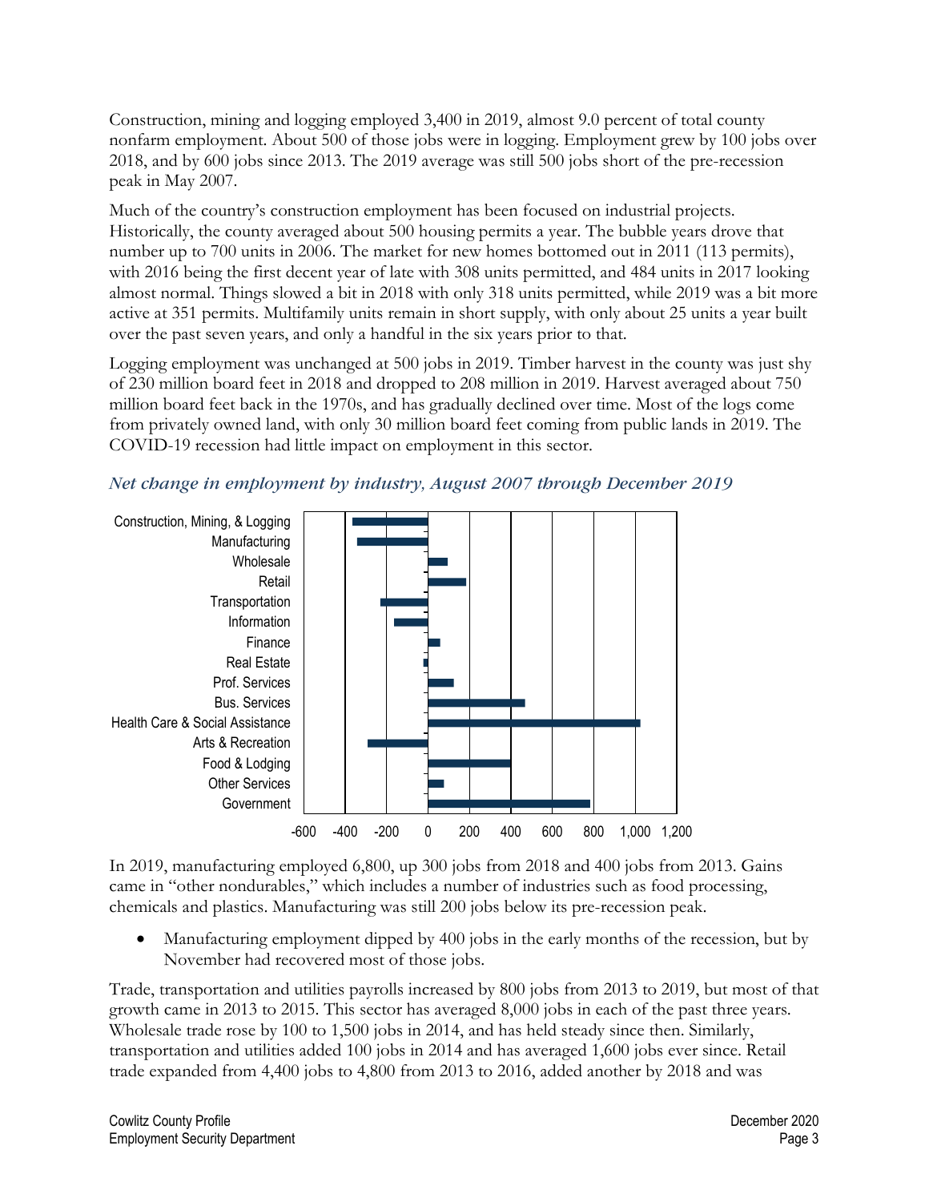Construction, mining and logging employed 3,400 in 2019, almost 9.0 percent of total county nonfarm employment. About 500 of those jobs were in logging. Employment grew by 100 jobs over 2018, and by 600 jobs since 2013. The 2019 average was still 500 jobs short of the pre-recession peak in May 2007.

Much of the country's construction employment has been focused on industrial projects. Historically, the county averaged about 500 housing permits a year. The bubble years drove that number up to 700 units in 2006. The market for new homes bottomed out in 2011 (113 permits), with 2016 being the first decent year of late with 308 units permitted, and 484 units in 2017 looking almost normal. Things slowed a bit in 2018 with only 318 units permitted, while 2019 was a bit more active at 351 permits. Multifamily units remain in short supply, with only about 25 units a year built over the past seven years, and only a handful in the six years prior to that.

Logging employment was unchanged at 500 jobs in 2019. Timber harvest in the county was just shy of 230 million board feet in 2018 and dropped to 208 million in 2019. Harvest averaged about 750 million board feet back in the 1970s, and has gradually declined over time. Most of the logs come from privately owned land, with only 30 million board feet coming from public lands in 2019. The COVID-19 recession had little impact on employment in this sector.

*Net change in employment by industry, August 2007 through December 2019*

In 2019, manufacturing employed 6,800, up 300 jobs from 2018 and 400 jobs from 2013. Gains came in "other nondurables," which includes a number of industries such as food processing, chemicals and plastics. Manufacturing was still 200 jobs below its pre-recession peak.

- Manufacturing employment dipped by 400 jobs in the early months of the recession, but by November had recovered most of those jobs.

Trade, transportation and utilities payrolls increased by 800 jobs from 2013 to 2019, but most of that growth came in 2013 to 2015. This sector has averaged 8,000 jobs in each of the past three years. Wholesale trade rose by 100 to 1,500 jobs in 2014, and has held steady since then. Similarly, transportation and utilities added 100 jobs in 2014 and has averaged 1,600 jobs ever since. Retail trade expanded from 4,400 jobs to 4,800 from 2013 to 2016, added another by 2018 and was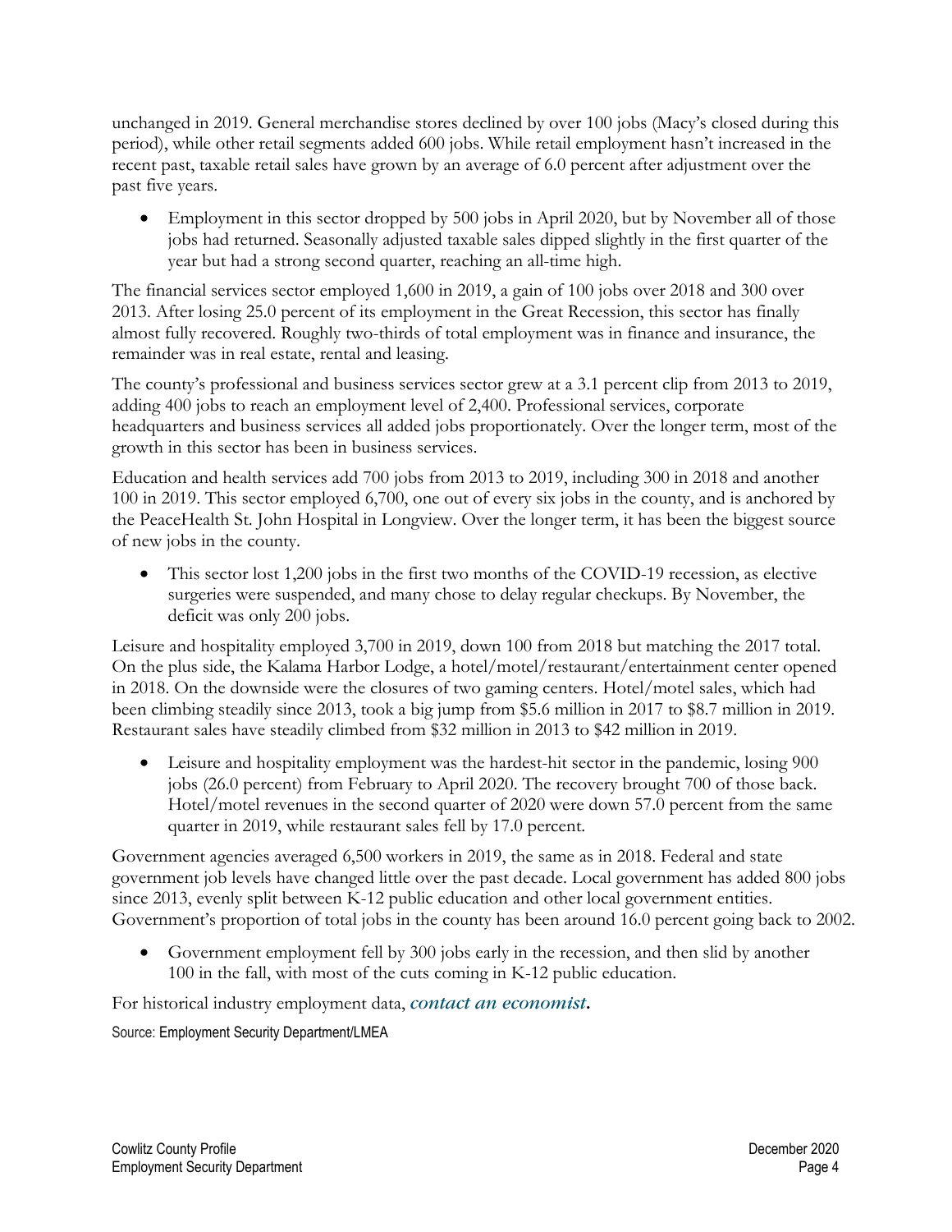unchanged in 2019. General merchandise stores declined by over 100 jobs (Macy's closed during this period), while other retail segments added 600 jobs. While retail employment hasn't increased in the recent past, taxable retail sales have grown by an average of 6.0 percent after adjustment over the past five years.

- Employment in this sector dropped by 500 jobs in April 2020, but by November all of those jobs had returned. Seasonally adjusted taxable sales dipped slightly in the first quarter of the year but had a strong second quarter, reaching an all-time high.

The financial services sector employed 1,600 in 2019, a gain of 100 jobs over 2018 and 300 over 2013. After losing 25.0 percent of its employment in the Great Recession, this sector has finally almost fully recovered. Roughly two-thirds of total employment was in finance and insurance, the remainder was in real estate, rental and leasing.

The county's professional and business services sector grew at a 3.1 percent clip from 2013 to 2019, adding 400 jobs to reach an employment level of 2,400. Professional services, corporate headquarters and business services all added jobs proportionately. Over the longer term, most of the growth in this sector has been in business services.

Education and health services add 700 jobs from 2013 to 2019, including 300 in 2018 and another 100 in 2019. This sector employed 6,700, one out of every six jobs in the county, and is anchored by the PeaceHealth St. John Hospital in Longview. Over the longer term, it has been the biggest source of new jobs in the county.

- This sector lost 1,200 jobs in the first two months of the COVID-19 recession, as elective surgeries were suspended, and many chose to delay regular checkups. By November, the deficit was only 200 jobs.

Leisure and hospitality employed 3,700 in 2019, down 100 from 2018 but matching the 2017 total. On the plus side, the Kalama Harbor Lodge, a hotel/motel/restaurant/entertainment center opened in 2018. On the downside were the closures of two gaming centers. Hotel/motel sales, which had been climbing steadily since 2013, took a big jump from $5.6 million in 2017 to $8.7 million in 2019. Restaurant sales have steadily climbed from $32 million in 2013 to $42 million in 2019.

- Leisure and hospitality employment was the hardest-hit sector in the pandemic, losing 900 jobs (26.0 percent) from February to April 2020. The recovery brought 700 of those back. Hotel/motel revenues in the second quarter of 2020 were down 57.0 percent from the same quarter in 2019, while restaurant sales fell by 17.0 percent.

Government agencies averaged 6,500 workers in 2019, the same as in 2018. Federal and state government job levels have changed little over the past decade. Local government has added 800 jobs since 2013, evenly split between K-12 public education and other local government entities. Government's proportion of total jobs in the county has been around 16.0 percent going back to 2002.

- Government employment fell by 300 jobs early in the recession, and then slid by another 100 in the fall, with most of the cuts coming in K-12 public education.

For historical industry employment data, ***contact an economist*****.**

Source: Employment Security Department/LMEA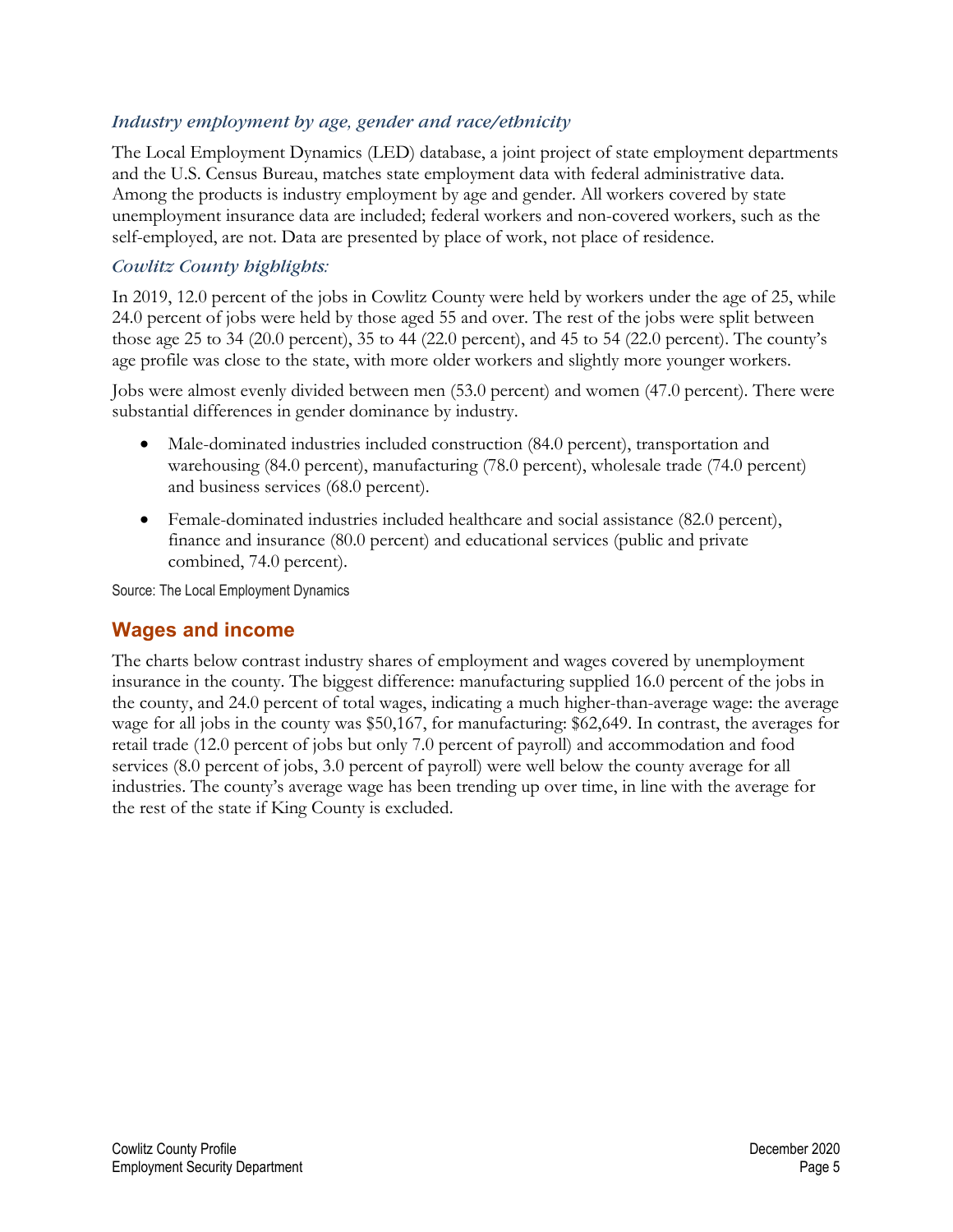### *Industry employment by age, gender and race/ethnicity*

The Local Employment Dynamics (LED) database, a joint project of state employment departments and the U.S. Census Bureau, matches state employment data with federal administrative data. Among the products is industry employment by age and gender. All workers covered by state unemployment insurance data are included; federal workers and non-covered workers, such as the self-employed, are not. Data are presented by place of work, not place of residence.

### *Cowlitz County highlights:*

In 2019, 12.0 percent of the jobs in Cowlitz County were held by workers under the age of 25, while 24.0 percent of jobs were held by those aged 55 and over. The rest of the jobs were split between those age 25 to 34 (20.0 percent), 35 to 44 (22.0 percent), and 45 to 54 (22.0 percent). The county's age profile was close to the state, with more older workers and slightly more younger workers.

Jobs were almost evenly divided between men (53.0 percent) and women (47.0 percent). There were substantial differences in gender dominance by industry.

- Male-dominated industries included construction (84.0 percent), transportation and warehousing (84.0 percent), manufacturing (78.0 percent), wholesale trade (74.0 percent) and business services (68.0 percent).
- Female-dominated industries included healthcare and social assistance (82.0 percent), finance and insurance (80.0 percent) and educational services (public and private combined, 74.0 percent).

Source: The Local Employment Dynamics

## Wages and income

The charts below contrast industry shares of employment and wages covered by unemployment insurance in the county. The biggest difference: manufacturing supplied 16.0 percent of the jobs in the county, and 24.0 percent of total wages, indicating a much higher-than-average wage: the average wage for all jobs in the county was $50,167, for manufacturing: $62,649. In contrast, the averages for retail trade (12.0 percent of jobs but only 7.0 percent of payroll) and accommodation and food services (8.0 percent of jobs, 3.0 percent of payroll) were well below the county average for all industries. The county's average wage has been trending up over time, in line with the average for the rest of the state if King County is excluded.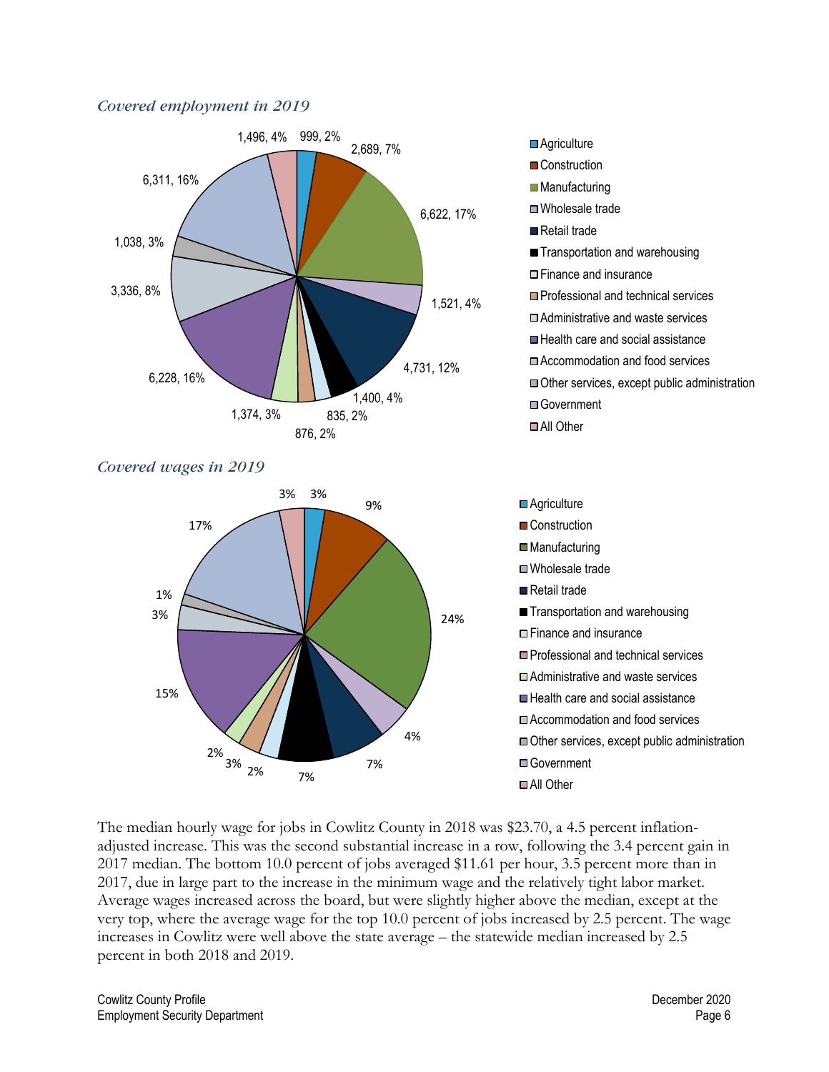*Covered employment in 2019*

| Industry | Employment | Percent |
|---|---|---|
| Agriculture | 999 | 2% |
| Construction | 2,689 | 7% |
| Manufacturing | 6,622 | 17% |
| Wholesale trade | 1,521 | 4% |
| Retail trade | 4,731 | 12% |
| Transportation and warehousing | 1,400 | 4% |
| Finance and insurance | 835 | 2% |
| Professional and technical services | 876 | 2% |
| Administrative and waste services | 1,374 | 3% |
| Health care and social assistance | 6,228 | 16% |
| Accommodation and food services | 3,336 | 8% |
| Other services, except public administration | 1,038 | 3% |
| Government | 6,311 | 16% |
| All Other | 1,496 | 4% |

*Covered wages in 2019*

| Industry | Percent |
|---|---|
| Agriculture | 3% |
| Construction | 9% |
| Manufacturing | 24% |
| Wholesale trade | 4% |
| Retail trade | 7% |
| Transportation and warehousing | 7% |
| Finance and insurance | 2% |
| Professional and technical services | 3% |
| Administrative and waste services | 2% |
| Health care and social assistance | 15% |
| Accommodation and food services | 3% |
| Other services, except public administration | 1% |
| Government | 17% |
| All Other | 3% |

The median hourly wage for jobs in Cowlitz County in 2018 was $23.70, a 4.5 percent inflation-adjusted increase. This was the second substantial increase in a row, following the 3.4 percent gain in 2017 median. The bottom 10.0 percent of jobs averaged $11.61 per hour, 3.5 percent more than in 2017, due in large part to the increase in the minimum wage and the relatively tight labor market. Average wages increased across the board, but were slightly higher above the median, except at the very top, where the average wage for the top 10.0 percent of jobs increased by 2.5 percent. The wage increases in Cowlitz were well above the state average – the statewide median increased by 2.5 percent in both 2018 and 2019.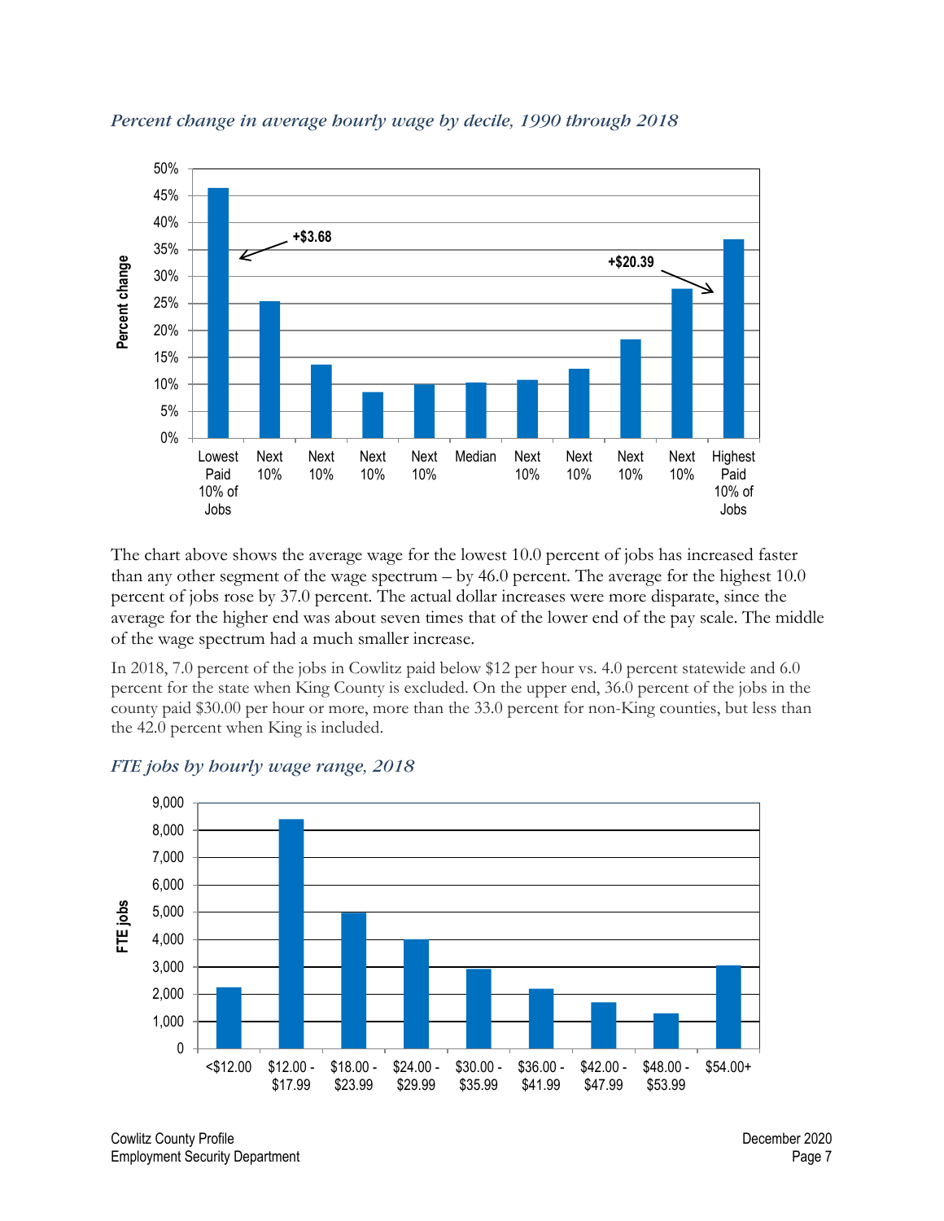*Percent change in average hourly wage by decile, 1990 through 2018*

The chart above shows the average wage for the lowest 10.0 percent of jobs has increased faster than any other segment of the wage spectrum – by 46.0 percent. The average for the highest 10.0 percent of jobs rose by 37.0 percent. The actual dollar increases were more disparate, since the average for the higher end was about seven times that of the lower end of the pay scale. The middle of the wage spectrum had a much smaller increase.

In 2018, 7.0 percent of the jobs in Cowlitz paid below $12 per hour vs. 4.0 percent statewide and 6.0 percent for the state when King County is excluded. On the upper end, 36.0 percent of the jobs in the county paid $30.00 per hour or more, more than the 33.0 percent for non-King counties, but less than the 42.0 percent when King is included.

*FTE jobs by hourly wage range, 2018*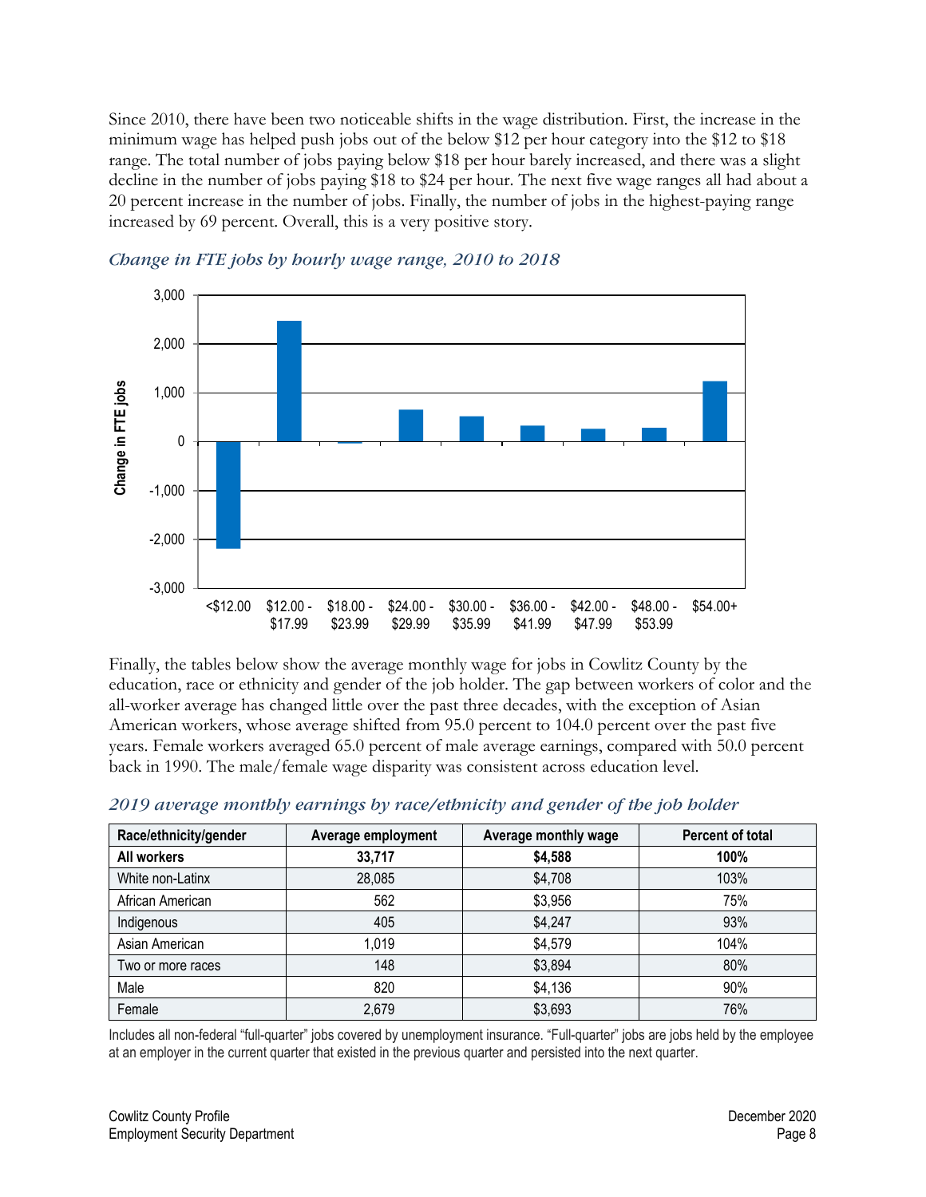Since 2010, there have been two noticeable shifts in the wage distribution. First, the increase in the minimum wage has helped push jobs out of the below $12 per hour category into the $12 to $18 range. The total number of jobs paying below $18 per hour barely increased, and there was a slight decline in the number of jobs paying $18 to $24 per hour. The next five wage ranges all had about a 20 percent increase in the number of jobs. Finally, the number of jobs in the highest-paying range increased by 69 percent. Overall, this is a very positive story.

*Change in FTE jobs by hourly wage range, 2010 to 2018*

Finally, the tables below show the average monthly wage for jobs in Cowlitz County by the education, race or ethnicity and gender of the job holder. The gap between workers of color and the all-worker average has changed little over the past three decades, with the exception of Asian American workers, whose average shifted from 95.0 percent to 104.0 percent over the past five years. Female workers averaged 65.0 percent of male average earnings, compared with 50.0 percent back in 1990. The male/female wage disparity was consistent across education level.

*2019 average monthly earnings by race/ethnicity and gender of the job holder*

| Race/ethnicity/gender | Average employment | Average monthly wage | Percent of total |
|---|---|---|---|
| **All workers** | **33,717** | **$4,588** | **100%** |
| White non-Latinx | 28,085 | $4,708 | 103% |
| African American | 562 | $3,956 | 75% |
| Indigenous | 405 | $4,247 | 93% |
| Asian American | 1,019 | $4,579 | 104% |
| Two or more races | 148 | $3,894 | 80% |
| Male | 820 | $4,136 | 90% |
| Female | 2,679 | $3,693 | 76% |

Includes all non-federal "full-quarter" jobs covered by unemployment insurance. "Full-quarter" jobs are jobs held by the employee at an employer in the current quarter that existed in the previous quarter and persisted into the next quarter.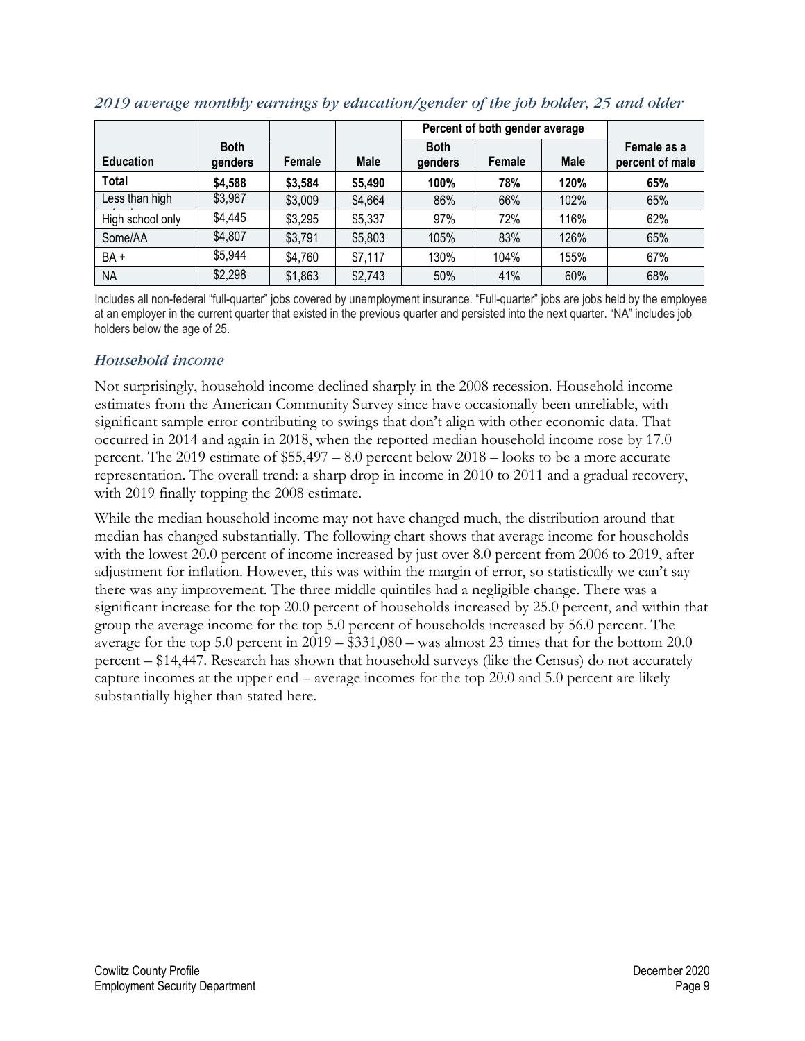### *2019 average monthly earnings by education/gender of the job holder, 25 and older*

| Education | Both genders | Female | Male | Percent of both gender average | | | Female as a percent of male |
|---|---|---|---|---|---|---|---|
| | | | | Both genders | Female | Male | |
| **Total** | **$4,588** | **$3,584** | **$5,490** | **100%** | **78%** | **120%** | **65%** |
| Less than high school | $3,967 | $3,009 | $4,664 | 86% | 66% | 102% | 65% |
| High school only | $4,445 | $3,295 | $5,337 | 97% | 72% | 116% | 62% |
| Some/AA | $4,807 | $3,791 | $5,803 | 105% | 83% | 126% | 65% |
| BA + | $5,944 | $4,760 | $7,117 | 130% | 104% | 155% | 67% |
| NA | $2,298 | $1,863 | $2,743 | 50% | 41% | 60% | 68% |

Includes all non-federal "full-quarter" jobs covered by unemployment insurance. "Full-quarter" jobs are jobs held by the employee at an employer in the current quarter that existed in the previous quarter and persisted into the next quarter. "NA" includes job holders below the age of 25.

### *Household income*

Not surprisingly, household income declined sharply in the 2008 recession. Household income estimates from the American Community Survey since have occasionally been unreliable, with significant sample error contributing to swings that don't align with other economic data. That occurred in 2014 and again in 2018, when the reported median household income rose by 17.0 percent. The 2019 estimate of $55,497 – 8.0 percent below 2018 – looks to be a more accurate representation. The overall trend: a sharp drop in income in 2010 to 2011 and a gradual recovery, with 2019 finally topping the 2008 estimate.

While the median household income may not have changed much, the distribution around that median has changed substantially. The following chart shows that average income for households with the lowest 20.0 percent of income increased by just over 8.0 percent from 2006 to 2019, after adjustment for inflation. However, this was within the margin of error, so statistically we can't say there was any improvement. The three middle quintiles had a negligible change. There was a significant increase for the top 20.0 percent of households increased by 25.0 percent, and within that group the average income for the top 5.0 percent of households increased by 56.0 percent. The average for the top 5.0 percent in 2019 – $331,080 – was almost 23 times that for the bottom 20.0 percent – $14,447. Research has shown that household surveys (like the Census) do not accurately capture incomes at the upper end – average incomes for the top 20.0 and 5.0 percent are likely substantially higher than stated here.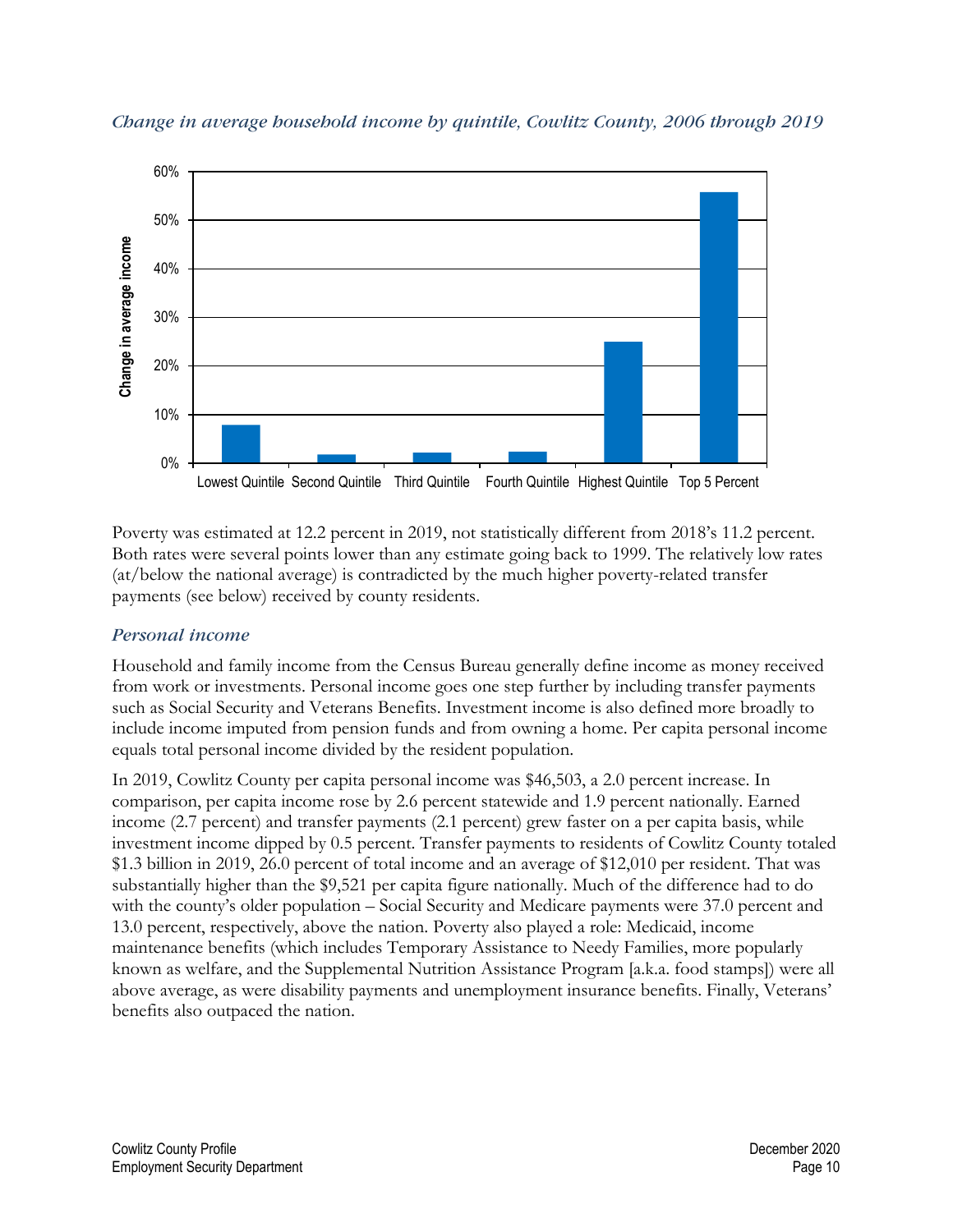*Change in average household income by quintile, Cowlitz County, 2006 through 2019*

Poverty was estimated at 12.2 percent in 2019, not statistically different from 2018's 11.2 percent. Both rates were several points lower than any estimate going back to 1999. The relatively low rates (at/below the national average) is contradicted by the much higher poverty-related transfer payments (see below) received by county residents.

## *Personal income*

Household and family income from the Census Bureau generally define income as money received from work or investments. Personal income goes one step further by including transfer payments such as Social Security and Veterans Benefits. Investment income is also defined more broadly to include income imputed from pension funds and from owning a home. Per capita personal income equals total personal income divided by the resident population.

In 2019, Cowlitz County per capita personal income was $46,503, a 2.0 percent increase. In comparison, per capita income rose by 2.6 percent statewide and 1.9 percent nationally. Earned income (2.7 percent) and transfer payments (2.1 percent) grew faster on a per capita basis, while investment income dipped by 0.5 percent. Transfer payments to residents of Cowlitz County totaled $1.3 billion in 2019, 26.0 percent of total income and an average of $12,010 per resident. That was substantially higher than the $9,521 per capita figure nationally. Much of the difference had to do with the county's older population – Social Security and Medicare payments were 37.0 percent and 13.0 percent, respectively, above the nation. Poverty also played a role: Medicaid, income maintenance benefits (which includes Temporary Assistance to Needy Families, more popularly known as welfare, and the Supplemental Nutrition Assistance Program [a.k.a. food stamps]) were all above average, as were disability payments and unemployment insurance benefits. Finally, Veterans' benefits also outpaced the nation.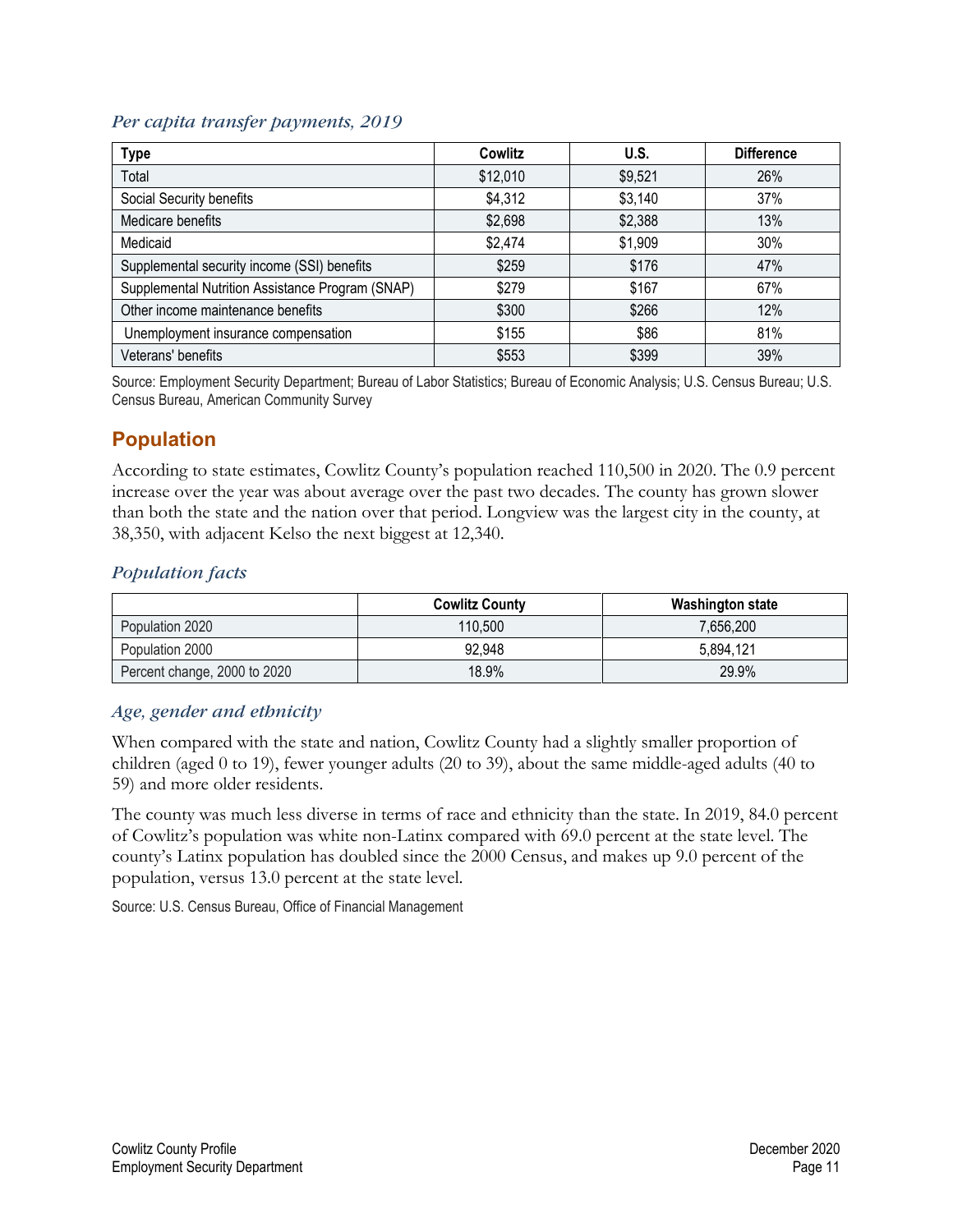### *Per capita transfer payments, 2019*

| Type | Cowlitz | U.S. | Difference |
|---|---|---|---|
| Total | $12,010 | $9,521 | 26% |
| Social Security benefits | $4,312 | $3,140 | 37% |
| Medicare benefits | $2,698 | $2,388 | 13% |
| Medicaid | $2,474 | $1,909 | 30% |
| Supplemental security income (SSI) benefits | $259 | $176 | 47% |
| Supplemental Nutrition Assistance Program (SNAP) | $279 | $167 | 67% |
| Other income maintenance benefits | $300 | $266 | 12% |
| Unemployment insurance compensation | $155 | $86 | 81% |
| Veterans' benefits | $553 | $399 | 39% |

Source: Employment Security Department; Bureau of Labor Statistics; Bureau of Economic Analysis; U.S. Census Bureau; U.S. Census Bureau, American Community Survey

## Population

According to state estimates, Cowlitz County's population reached 110,500 in 2020. The 0.9 percent increase over the year was about average over the past two decades. The county has grown slower than both the state and the nation over that period. Longview was the largest city in the county, at 38,350, with adjacent Kelso the next biggest at 12,340.

### *Population facts*

| | Cowlitz County | Washington state |
|---|---|---|
| Population 2020 | 110,500 | 7,656,200 |
| Population 2000 | 92,948 | 5,894,121 |
| Percent change, 2000 to 2020 | 18.9% | 29.9% |

### *Age, gender and ethnicity*

When compared with the state and nation, Cowlitz County had a slightly smaller proportion of children (aged 0 to 19), fewer younger adults (20 to 39), about the same middle-aged adults (40 to 59) and more older residents.

The county was much less diverse in terms of race and ethnicity than the state. In 2019, 84.0 percent of Cowlitz's population was white non-Latinx compared with 69.0 percent at the state level. The county's Latinx population has doubled since the 2000 Census, and makes up 9.0 percent of the population, versus 13.0 percent at the state level.

Source: U.S. Census Bureau, Office of Financial Management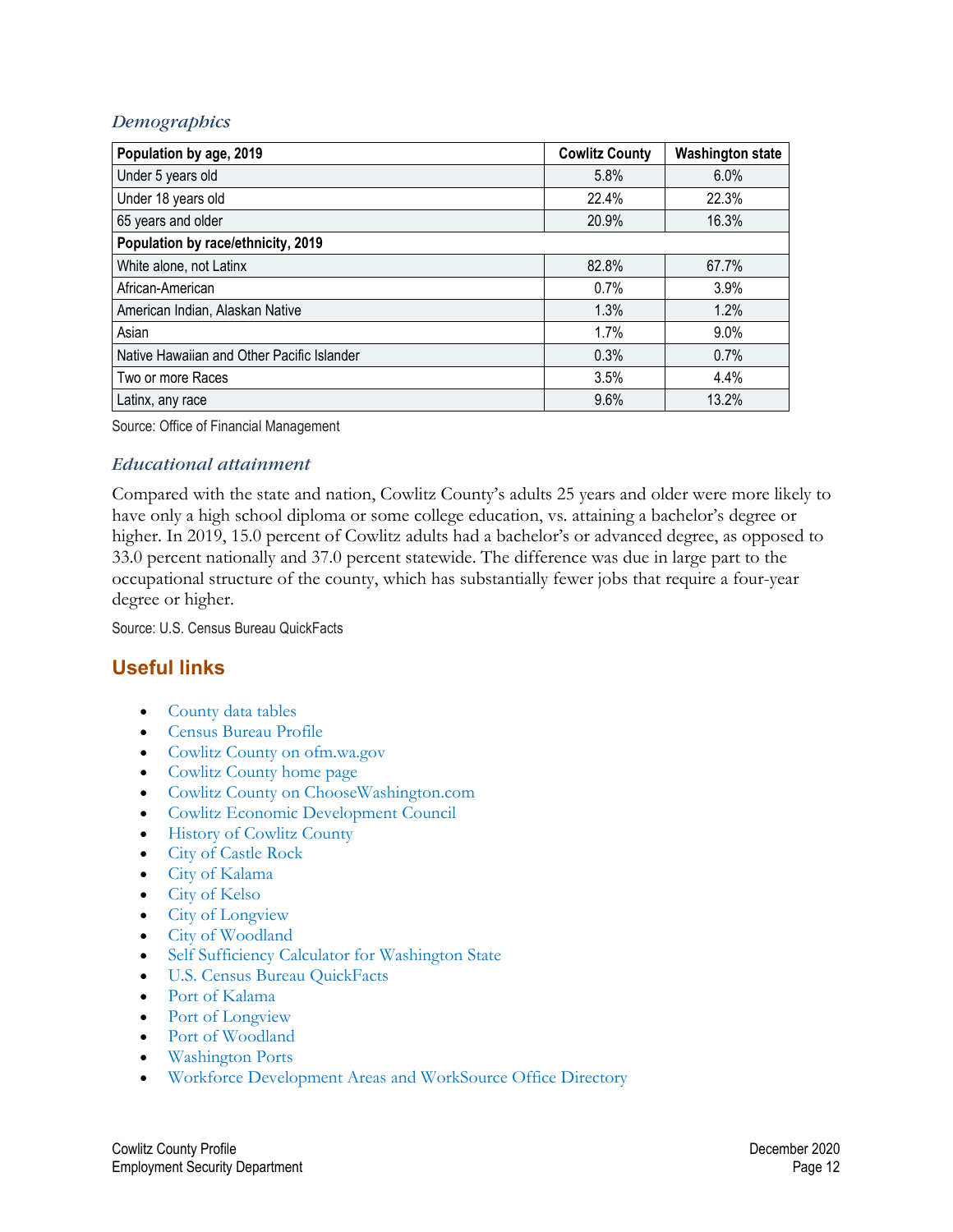### *Demographics*

| Population by age, 2019 | Cowlitz County | Washington state |
|---|---|---|
| Under 5 years old | 5.8% | 6.0% |
| Under 18 years old | 22.4% | 22.3% |
| 65 years and older | 20.9% | 16.3% |
| **Population by race/ethnicity, 2019** | | |
| White alone, not Latinx | 82.8% | 67.7% |
| African-American | 0.7% | 3.9% |
| American Indian, Alaskan Native | 1.3% | 1.2% |
| Asian | 1.7% | 9.0% |
| Native Hawaiian and Other Pacific Islander | 0.3% | 0.7% |
| Two or more Races | 3.5% | 4.4% |
| Latinx, any race | 9.6% | 13.2% |

Source: Office of Financial Management

### *Educational attainment*

Compared with the state and nation, Cowlitz County's adults 25 years and older were more likely to have only a high school diploma or some college education, vs. attaining a bachelor's degree or higher. In 2019, 15.0 percent of Cowlitz adults had a bachelor's or advanced degree, as opposed to 33.0 percent nationally and 37.0 percent statewide. The difference was due in large part to the occupational structure of the county, which has substantially fewer jobs that require a four-year degree or higher.

Source: U.S. Census Bureau QuickFacts

## Useful links

- County data tables
- Census Bureau Profile
- Cowlitz County on ofm.wa.gov
- Cowlitz County home page
- Cowlitz County on ChooseWashington.com
- Cowlitz Economic Development Council
- History of Cowlitz County
- City of Castle Rock
- City of Kalama
- City of Kelso
- City of Longview
- City of Woodland
- Self Sufficiency Calculator for Washington State
- U.S. Census Bureau QuickFacts
- Port of Kalama
- Port of Longview
- Port of Woodland
- Washington Ports
- Workforce Development Areas and WorkSource Office Directory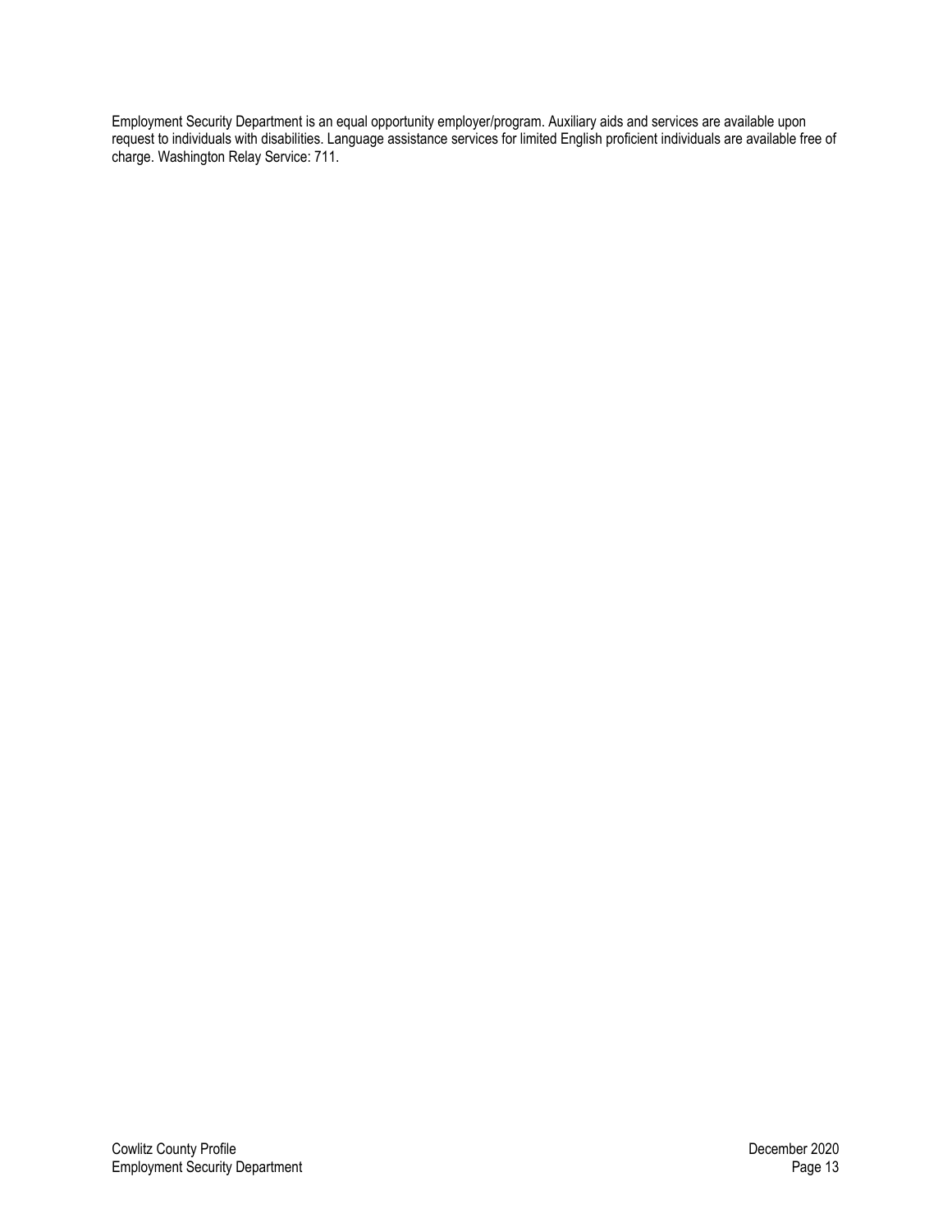Employment Security Department is an equal opportunity employer/program. Auxiliary aids and services are available upon request to individuals with disabilities. Language assistance services for limited English proficient individuals are available free of charge. Washington Relay Service: 711.